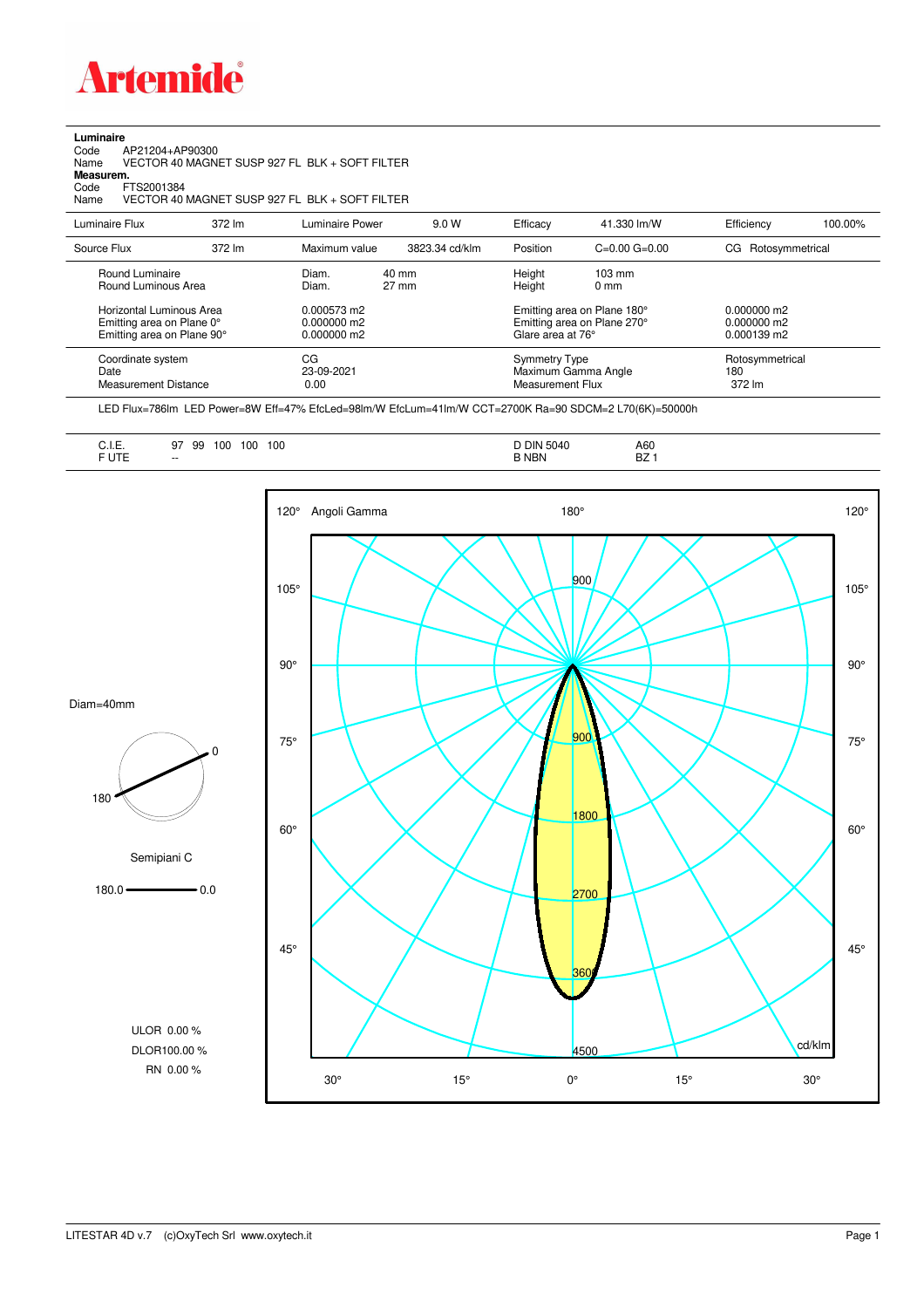Artemide

**Luminaire**

Code AP21204+AP90300

Name VECTOR 40 MAGNET SUSP 927 FL BLK + SOFT FILTER

**Measurem.**

Code FTS2001384

Name VECTOR 40 MAGNET SUSP 927 FL BLK + SOFT FILTER

| Luminaire Flux | 372 lm | Luminaire Power | 9.0 W | Efficacy | 41.330 lm/W | Efficiency | 100.00% |
|---|---|---|---|---|---|---|---|
| Source Flux | 372 lm | Maximum value | 3823.34 cd/klm | Position | C=0.00 G=0.00 | CG | Rotosymmetrical |

| | | | | |
|---|---|---|---|---|
| Round Luminaire | Diam. 40 mm | Height 103 mm | | |
| Round Luminous Area | Diam. 27 mm | Height 0 mm | | |
| Horizontal Luminous Area | 0.000573 m2 | Emitting area on Plane 180° | 0.000000 m2 | |
| Emitting area on Plane 0° | 0.000000 m2 | Emitting area on Plane 270° | 0.000000 m2 | |
| Emitting area on Plane 90° | 0.000000 m2 | Glare area at 76° | 0.000139 m2 | |

| | | | |
|---|---|---|---|
| Coordinate system | CG | Symmetry Type | Rotosymmetrical |
| Date | 23-09-2021 | Maximum Gamma Angle | 180 |
| Measurement Distance | 0.00 | Measurement Flux | 372 lm |

LED Flux=786lm LED Power=8W Eff=47% EfcLed=98lm/W EfcLum=41lm/W CCT=2700K Ra=90 SDCM=2 L70(6K)=50000h

| | | | |
|---|---|---|---|
| C.I.E. | 97 99 100 100 100 | D DIN 5040 | A60 |
| F UTE | -- | B NBN | BZ 1 |

Diam=40mm

Semipiani C

180.0 — 0.0

ULOR 0.00 %

DLOR100.00 %

RN 0.00 %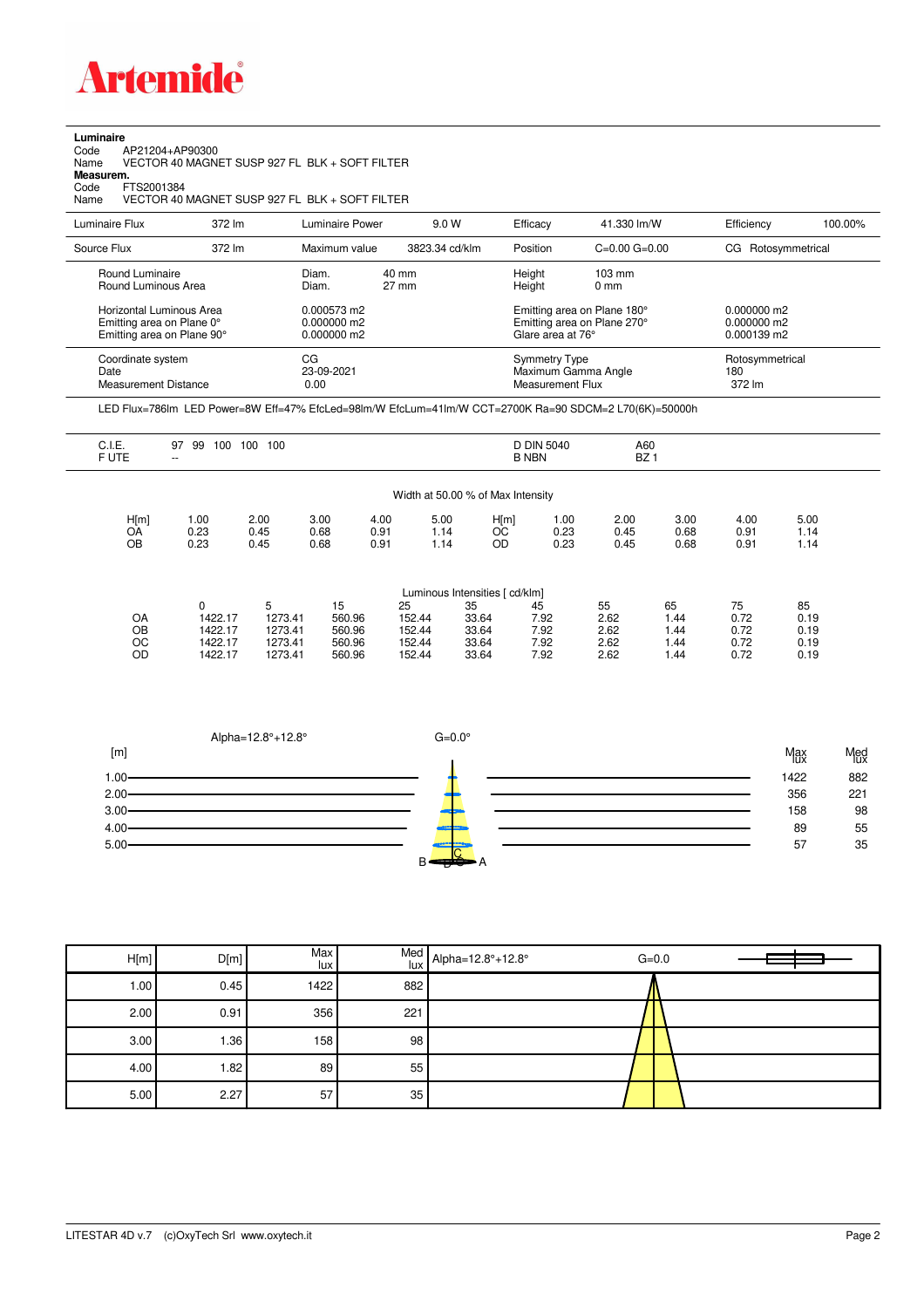Artemide

**Luminaire**

Code AP21204+AP90300
Name VECTOR 40 MAGNET SUSP 927 FL BLK + SOFT FILTER

**Measurem.**

Code FTS2001384
Name VECTOR 40 MAGNET SUSP 927 FL BLK + SOFT FILTER

| | | | | | | | |
|---|---|---|---|---|---|---|---|
| Luminaire Flux | 372 lm | Luminaire Power | 9.0 W | Efficacy | 41.330 lm/W | Efficiency | 100.00% |
| Source Flux | 372 lm | Maximum value | 3823.34 cd/klm | Position | C=0.00 G=0.00 | CG | Rotosymmetrical |

| | | | | | | |
|---|---|---|---|---|---|---|
| Round Luminaire | Diam. | 40 mm | Height | 103 mm | | |
| Round Luminous Area | Diam. | 27 mm | Height | 0 mm | | |
| Horizontal Luminous Area | 0.000573 m2 | | Emitting area on Plane 180° | | 0.000000 m2 | |
| Emitting area on Plane 0° | 0.000000 m2 | | Emitting area on Plane 270° | | 0.000000 m2 | |
| Emitting area on Plane 90° | 0.000000 m2 | | Glare area at 76° | | 0.000139 m2 | |

| | | | |
|---|---|---|---|
| Coordinate system | CG | Symmetry Type | Rotosymmetrical |
| Date | 23-09-2021 | Maximum Gamma Angle | 180 |
| Measurement Distance | 0.00 | Measurement Flux | 372 lm |

LED Flux=786lm LED Power=8W Eff=47% EfcLed=98lm/W EfcLum=41lm/W CCT=2700K Ra=90 SDCM=2 L70(6K)=50000h

| | | | |
|---|---|---|---|
| C.I.E. | 97 99 100 100 100 | D DIN 5040 | A60 |
| F UTE | -- | B NBN | BZ 1 |

Width at 50.00 % of Max Intensity

| H[m] | 1.00 | 2.00 | 3.00 | 4.00 | 5.00 | H[m] | 1.00 | 2.00 | 3.00 | 4.00 | 5.00 |
|---|---|---|---|---|---|---|---|---|---|---|---|
| OA | 0.23 | 0.45 | 0.68 | 0.91 | 1.14 | OC | 0.23 | 0.45 | 0.68 | 0.91 | 1.14 |
| OB | 0.23 | 0.45 | 0.68 | 0.91 | 1.14 | OD | 0.23 | 0.45 | 0.68 | 0.91 | 1.14 |

Luminous Intensities [ cd/klm]

| | 0 | 5 | 15 | 25 | 35 | 45 | 55 | 65 | 75 | 85 |
|---|---|---|---|---|---|---|---|---|---|---|
| OA | 1422.17 | 1273.41 | 560.96 | 152.44 | 33.64 | 7.92 | 2.62 | 1.44 | 0.72 | 0.19 |
| OB | 1422.17 | 1273.41 | 560.96 | 152.44 | 33.64 | 7.92 | 2.62 | 1.44 | 0.72 | 0.19 |
| OC | 1422.17 | 1273.41 | 560.96 | 152.44 | 33.64 | 7.92 | 2.62 | 1.44 | 0.72 | 0.19 |
| OD | 1422.17 | 1273.41 | 560.96 | 152.44 | 33.64 | 7.92 | 2.62 | 1.44 | 0.72 | 0.19 |

Alpha=12.8°+12.8°
G=0.0°
[m]
Max lux
Med lux
1.00 1422 882
2.00 356 221
3.00 158 98
4.00 89 55
5.00 57 35
B D C A

| H[m] | D[m] | Max lux | Med lux | Alpha=12.8°+12.8° G=0.0 |
|---|---|---|---|---|
| 1.00 | 0.45 | 1422 | 882 | |
| 2.00 | 0.91 | 356 | 221 | |
| 3.00 | 1.36 | 158 | 98 | |
| 4.00 | 1.82 | 89 | 55 | |
| 5.00 | 2.27 | 57 | 35 | |

LITESTAR 4D v.7 (c)OxyTech Srl www.oxytech.it